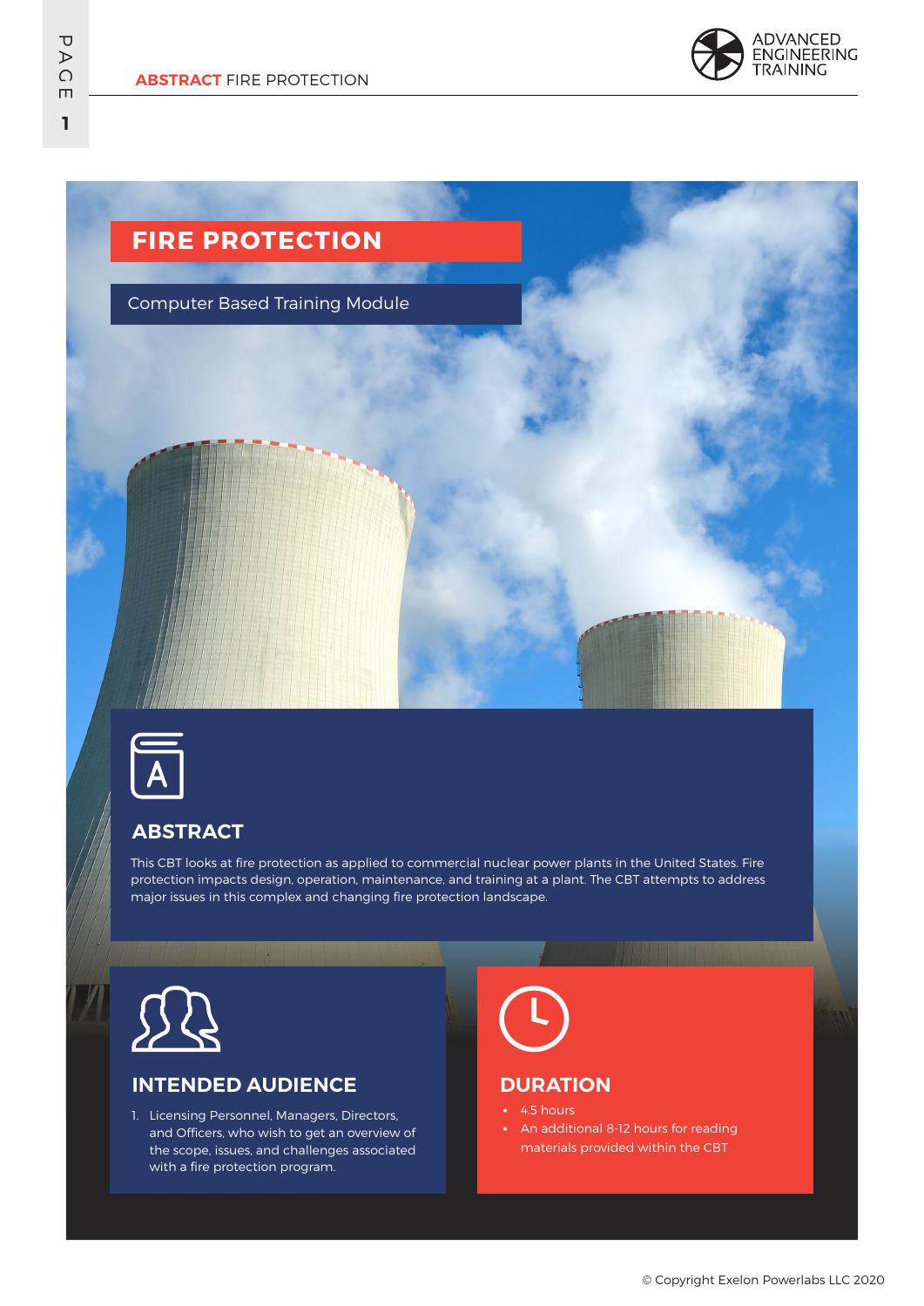# FIRE PROTECTION

Computer Based Training Module

## ABSTRACT

This CBT looks at fire protection as applied to commercial nuclear power plants in the United States. Fire protection impacts design, operation, maintenance, and training at a plant. The CBT attempts to address major issues in this complex and changing fire protection landscape.

## INTENDED AUDIENCE

1. Licensing Personnel, Managers, Directors, and Officers, who wish to get an overview of the scope, issues, and challenges associated with a fire protection program.

## DURATION

- 4.5 hours
- An additional 8-12 hours for reading materials provided within the CBT

© Copyright Exelon Powerlabs LLC 2020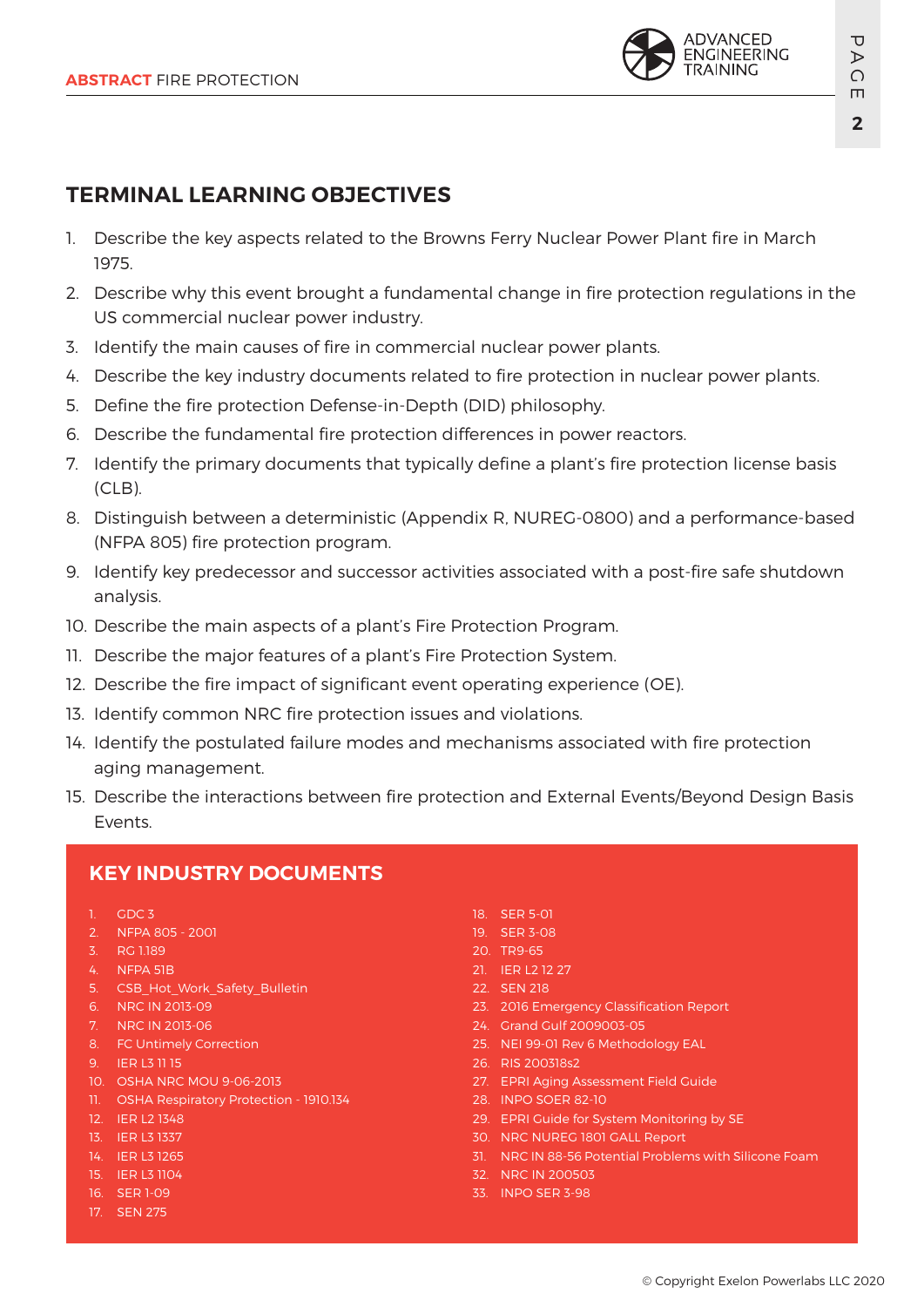## TERMINAL LEARNING OBJECTIVES

1. Describe the key aspects related to the Browns Ferry Nuclear Power Plant fire in March 1975.
2. Describe why this event brought a fundamental change in fire protection regulations in the US commercial nuclear power industry.
3. Identify the main causes of fire in commercial nuclear power plants.
4. Describe the key industry documents related to fire protection in nuclear power plants.
5. Define the fire protection Defense-in-Depth (DID) philosophy.
6. Describe the fundamental fire protection differences in power reactors.
7. Identify the primary documents that typically define a plant's fire protection license basis (CLB).
8. Distinguish between a deterministic (Appendix R, NUREG-0800) and a performance-based (NFPA 805) fire protection program.
9. Identify key predecessor and successor activities associated with a post-fire safe shutdown analysis.
10. Describe the main aspects of a plant's Fire Protection Program.
11. Describe the major features of a plant's Fire Protection System.
12. Describe the fire impact of significant event operating experience (OE).
13. Identify common NRC fire protection issues and violations.
14. Identify the postulated failure modes and mechanisms associated with fire protection aging management.
15. Describe the interactions between fire protection and External Events/Beyond Design Basis Events.

## KEY INDUSTRY DOCUMENTS

1. GDC 3
2. NFPA 805 - 2001
3. RG 1.189
4. NFPA 51B
5. CSB_Hot_Work_Safety_Bulletin
6. NRC IN 2013-09
7. NRC IN 2013-06
8. FC Untimely Correction
9. IER L3 11 15
10. OSHA NRC MOU 9-06-2013
11. OSHA Respiratory Protection - 1910.134
12. IER L2 1348
13. IER L3 1337
14. IER L3 1265
15. IER L3 1104
16. SER 1-09
17. SEN 275
18. SER 5-01
19. SER 3-08
20. TR9-65
21. IER L2 12 27
22. SEN 218
23. 2016 Emergency Classification Report
24. Grand Gulf 2009003-05
25. NEI 99-01 Rev 6 Methodology EAL
26. RIS 200318s2
27. EPRI Aging Assessment Field Guide
28. INPO SOER 82-10
29. EPRI Guide for System Monitoring by SE
30. NRC NUREG 1801 GALL Report
31. NRC IN 88-56 Potential Problems with Silicone Foam
32. NRC IN 200503
33. INPO SER 3-98